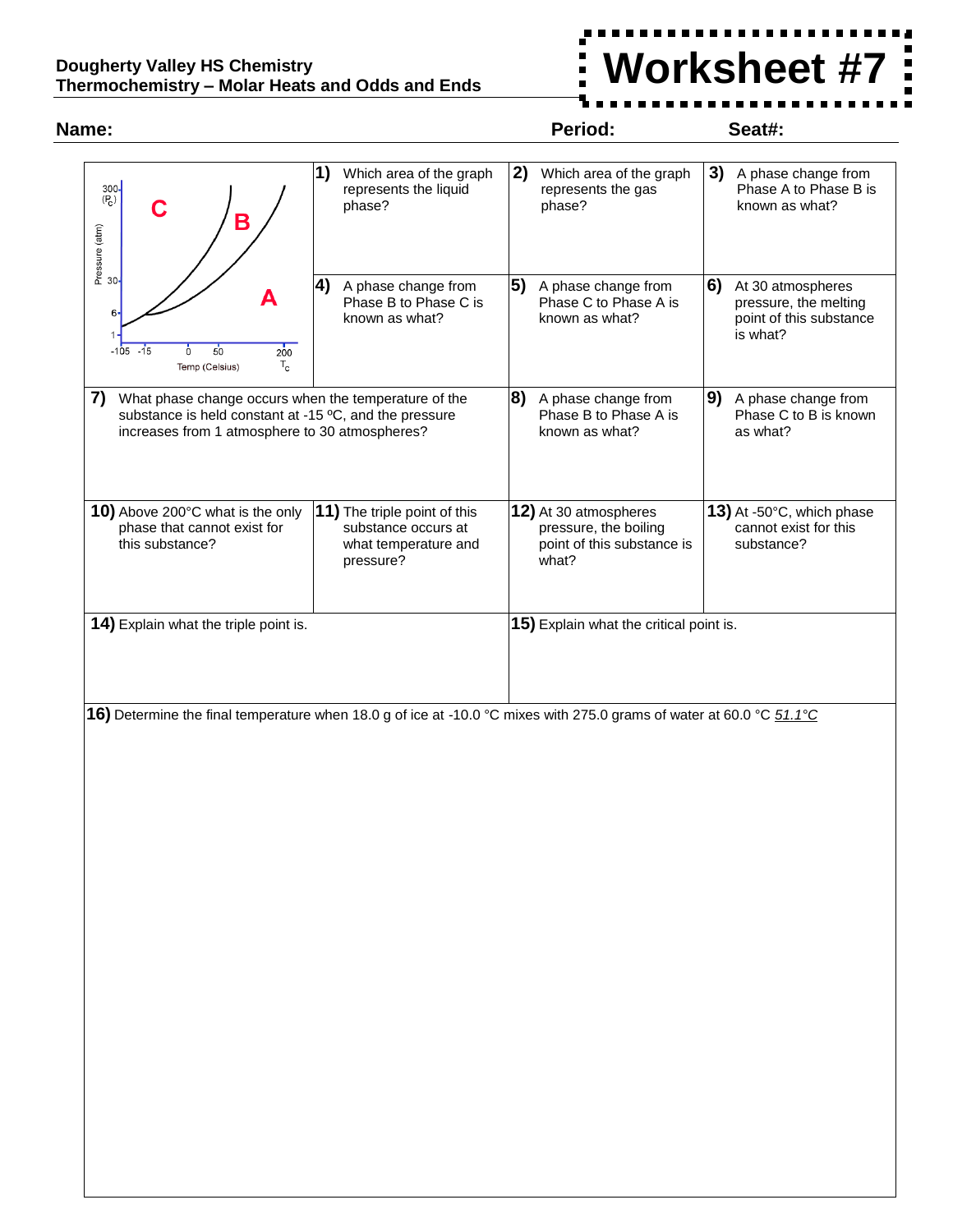**Dougherty Valley HS Chemistry**
**Thermochemistry – Molar Heats and Odds and Ends**

# Worksheet #7

**Name:** **Period:** **Seat#:**

**1)** Which area of the graph represents the liquid phase?

**2)** Which area of the graph represents the gas phase?

**3)** A phase change from Phase A to Phase B is known as what?

**4)** A phase change from Phase B to Phase C is known as what?

**5)** A phase change from Phase C to Phase A is known as what?

**6)** At 30 atmospheres pressure, the melting point of this substance is what?

**7)** What phase change occurs when the temperature of the substance is held constant at -15 ºC, and the pressure increases from 1 atmosphere to 30 atmospheres?

**8)** A phase change from Phase B to Phase A is known as what?

**9)** A phase change from Phase C to B is known as what?

**10)** Above 200°C what is the only phase that cannot exist for this substance?

**11)** The triple point of this substance occurs at what temperature and pressure?

**12)** At 30 atmospheres pressure, the boiling point of this substance is what?

**13)** At -50°C, which phase cannot exist for this substance?

**14)** Explain what the triple point is.

**15)** Explain what the critical point is.

**16)** Determine the final temperature when 18.0 g of ice at -10.0 °C mixes with 275.0 grams of water at 60.0 °C *51.1°C*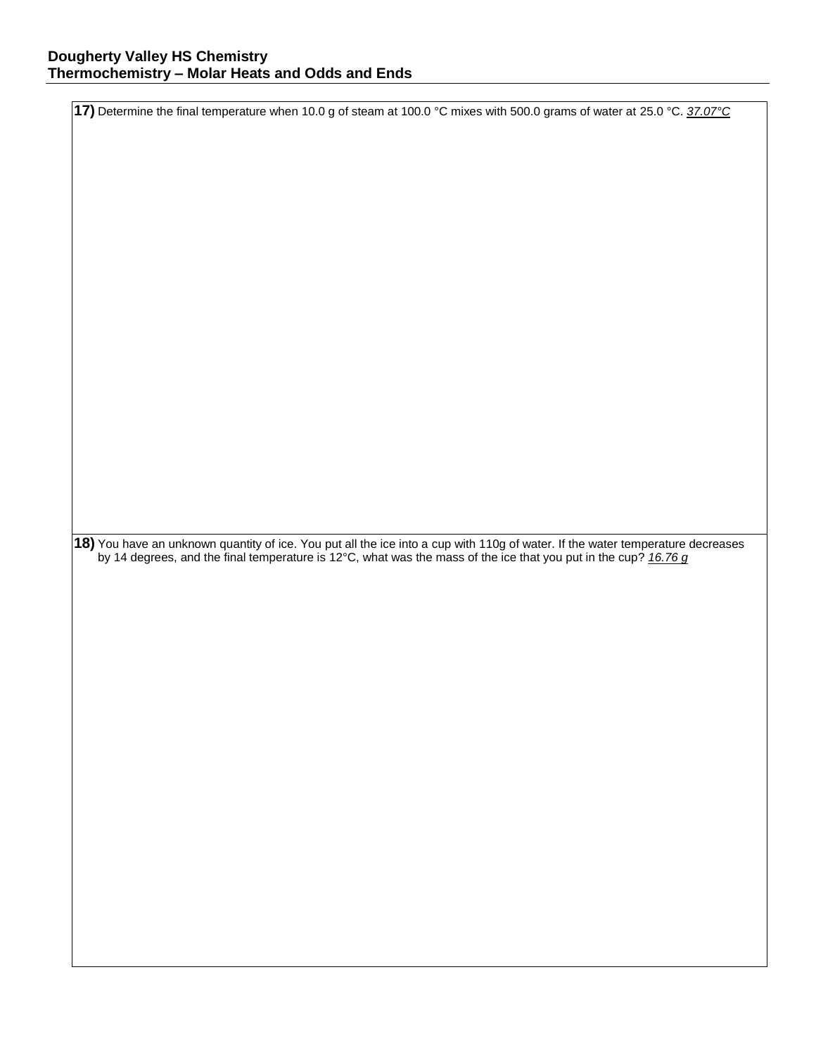**17)** Determine the final temperature when 10.0 g of steam at 100.0 °C mixes with 500.0 grams of water at 25.0 °C. *37.07°C*

**18)** You have an unknown quantity of ice. You put all the ice into a cup with 110g of water. If the water temperature decreases by 14 degrees, and the final temperature is 12°C, what was the mass of the ice that you put in the cup? *16.76 g*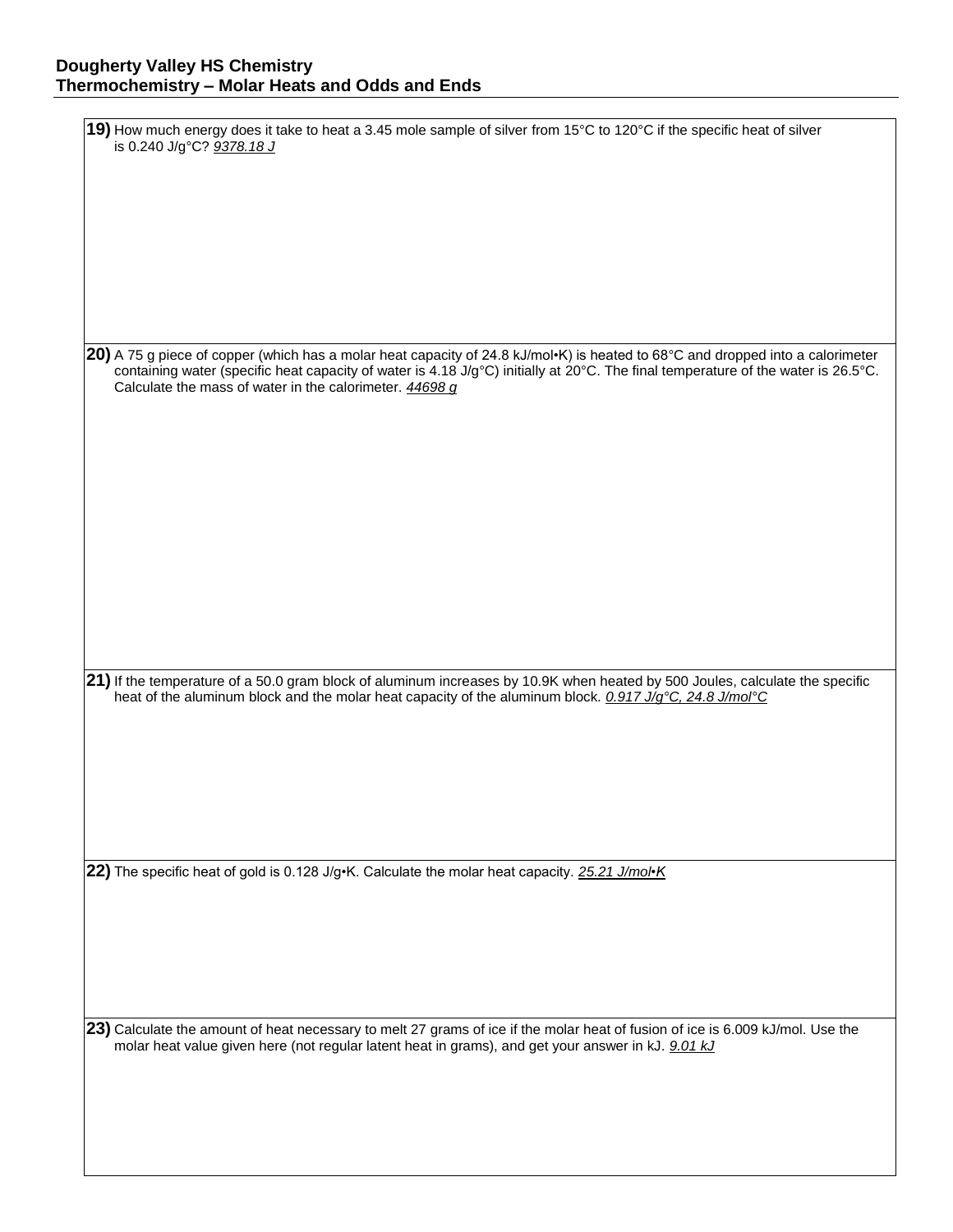**19)** How much energy does it take to heat a 3.45 mole sample of silver from 15°C to 120°C if the specific heat of silver is 0.240 J/g°C? *9378.18 J*

**20)** A 75 g piece of copper (which has a molar heat capacity of 24.8 kJ/mol•K) is heated to 68°C and dropped into a calorimeter containing water (specific heat capacity of water is 4.18 J/g°C) initially at 20°C. The final temperature of the water is 26.5°C. Calculate the mass of water in the calorimeter. *44698 g*

**21)** If the temperature of a 50.0 gram block of aluminum increases by 10.9K when heated by 500 Joules, calculate the specific heat of the aluminum block and the molar heat capacity of the aluminum block. *0.917 J/g°C, 24.8 J/mol°C*

**22)** The specific heat of gold is 0.128 J/g•K. Calculate the molar heat capacity. *25.21 J/mol•K*

**23)** Calculate the amount of heat necessary to melt 27 grams of ice if the molar heat of fusion of ice is 6.009 kJ/mol. Use the molar heat value given here (not regular latent heat in grams), and get your answer in kJ. *9.01 kJ*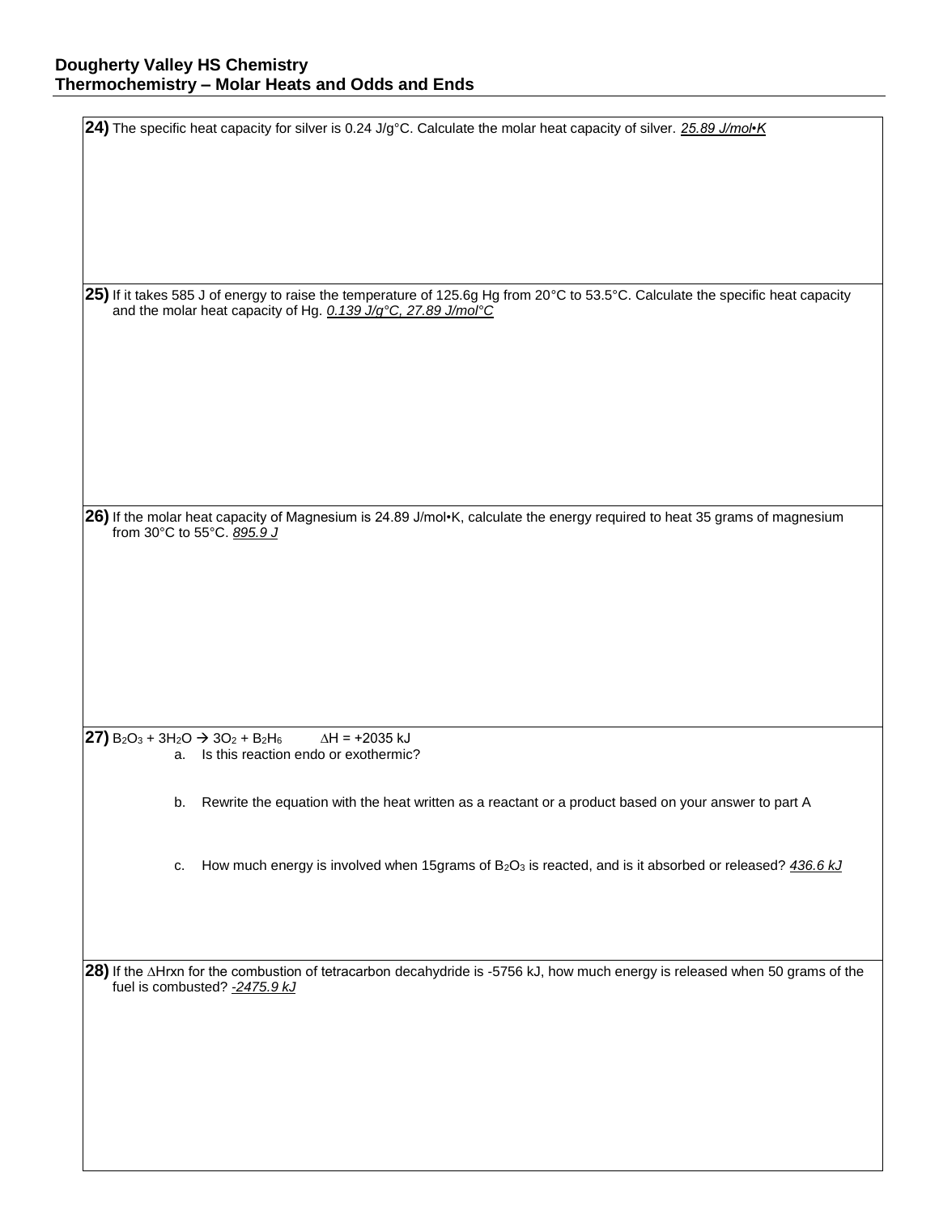**Dougherty Valley HS Chemistry**
**Thermochemistry – Molar Heats and Odds and Ends**

**24)** The specific heat capacity for silver is 0.24 J/g°C. Calculate the molar heat capacity of silver. *25.89 J/mol•K*

**25)** If it takes 585 J of energy to raise the temperature of 125.6g Hg from 20°C to 53.5°C. Calculate the specific heat capacity and the molar heat capacity of Hg. *0.139 J/g°C, 27.89 J/mol°C*

**26)** If the molar heat capacity of Magnesium is 24.89 J/mol•K, calculate the energy required to heat 35 grams of magnesium from 30°C to 55°C. *895.9 J*

**27)** $B_2O_3 + 3H_2O \rightarrow 3O_2 + B_2H_6$  $\Delta H = +2035$ kJ

a. Is this reaction endo or exothermic?

b. Rewrite the equation with the heat written as a reactant or a product based on your answer to part A

c. How much energy is involved when 15grams of $B_2O_3$ is reacted, and is it absorbed or released? *436.6 kJ*

**28)** If the $\Delta$Hrxn for the combustion of tetracarbon decahydride is -5756 kJ, how much energy is released when 50 grams of the fuel is combusted? *-2475.9 kJ*